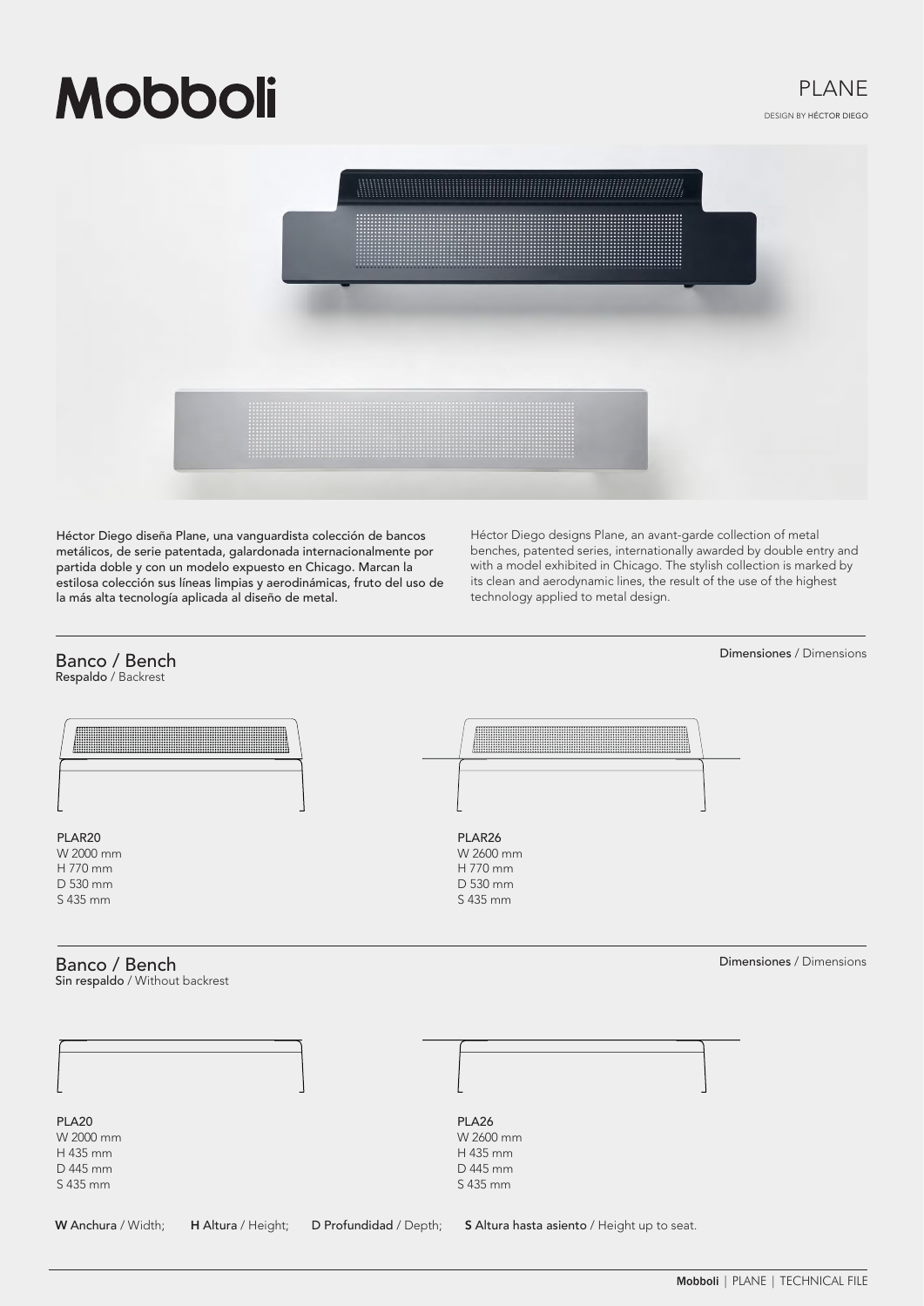# Mobboli

## PLANE

DESIGN BY HÉCTOR DIEGO

Héctor Diego diseña Plane, una vanguardista colección de bancos metálicos, de serie patentada, galardonada internacionalmente por partida doble y con un modelo expuesto en Chicago. Marcan la estilosa colección sus líneas limpias y aerodinámicas, fruto del uso de la más alta tecnología aplicada al diseño de metal.

Héctor Diego designs Plane, an avant-garde collection of metal benches, patented series, internationally awarded by double entry and with a model exhibited in Chicago. The stylish collection is marked by its clean and aerodynamic lines, the result of the use of the highest technology applied to metal design.

### Banco / Bench

**Respaldo** / Backrest

**Dimensiones** / Dimensions

PLAR20
W 2000 mm
H 770 mm
D 530 mm
S 435 mm

PLAR26
W 2600 mm
H 770 mm
D 530 mm
S 435 mm

### Banco / Bench

**Sin respaldo** / Without backrest

**Dimensiones** / Dimensions

PLA20
W 2000 mm
H 435 mm
D 445 mm
S 435 mm

PLA26
W 2600 mm
H 435 mm
D 445 mm
S 435 mm

**W Anchura** / Width; **H Altura** / Height; **D Profundidad** / Depth; **S Altura hasta asiento** / Height up to seat.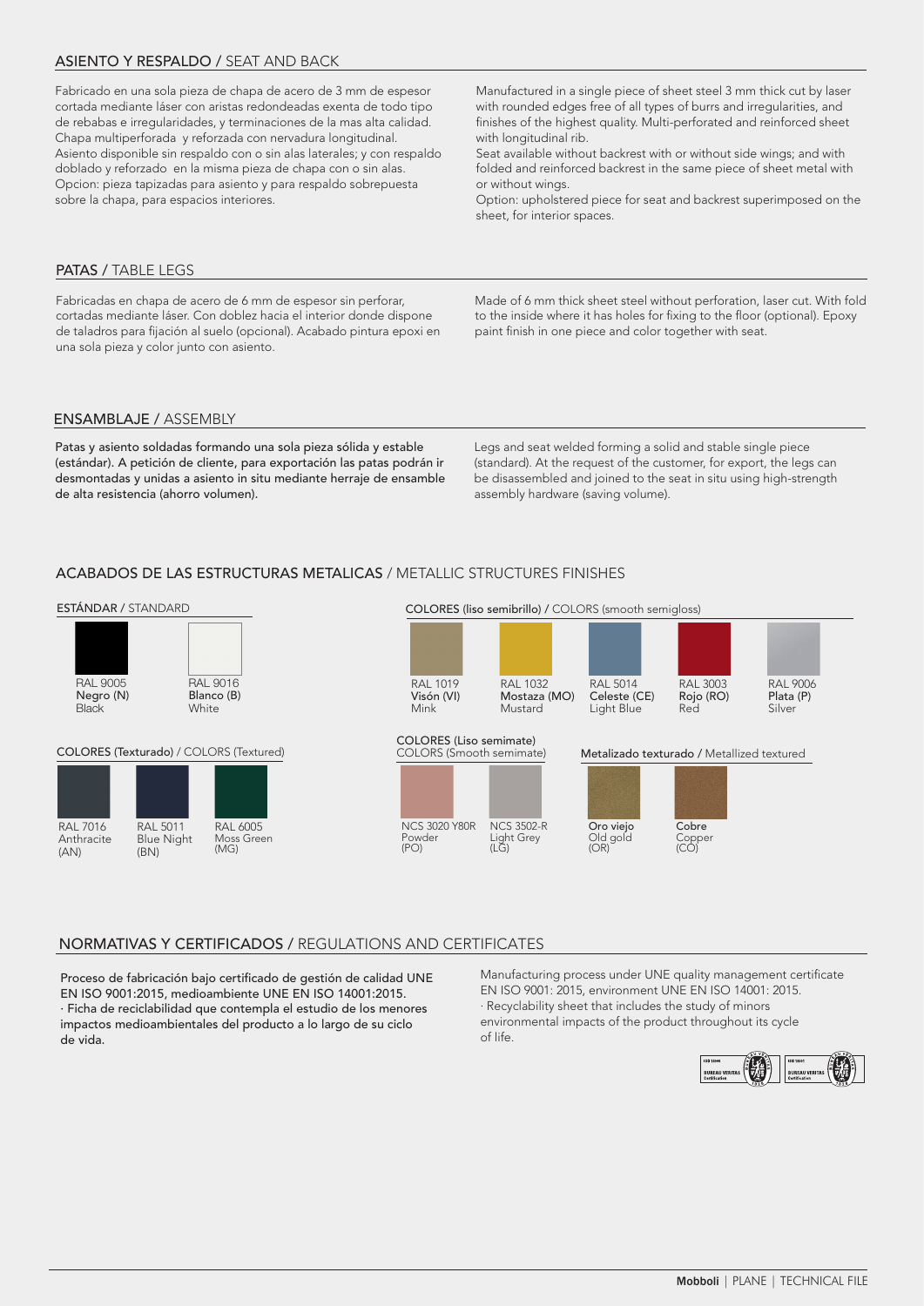## ASIENTO Y RESPALDO / SEAT AND BACK

Fabricado en una sola pieza de chapa de acero de 3 mm de espesor cortada mediante láser con aristas redondeadas exenta de todo tipo de rebabas e irregularidades, y terminaciones de la mas alta calidad. Chapa multiperforada y reforzada con nervadura longitudinal. Asiento disponible sin respaldo con o sin alas laterales; y con respaldo doblado y reforzado en la misma pieza de chapa con o sin alas. Opcion: pieza tapizadas para asiento y para respaldo sobrepuesta sobre la chapa, para espacios interiores.

Manufactured in a single piece of sheet steel 3 mm thick cut by laser with rounded edges free of all types of burrs and irregularities, and finishes of the highest quality. Multi-perforated and reinforced sheet with longitudinal rib.
Seat available without backrest with or without side wings; and with folded and reinforced backrest in the same piece of sheet metal with or without wings.
Option: upholstered piece for seat and backrest superimposed on the sheet, for interior spaces.

## PATAS / TABLE LEGS

Fabricadas en chapa de acero de 6 mm de espesor sin perforar, cortadas mediante láser. Con doblez hacia el interior donde dispone de taladros para fijación al suelo (opcional). Acabado pintura epoxi en una sola pieza y color junto con asiento.

Made of 6 mm thick sheet steel without perforation, laser cut. With fold to the inside where it has holes for fixing to the floor (optional). Epoxy paint finish in one piece and color together with seat.

## ENSAMBLAJE / ASSEMBLY

Patas y asiento soldadas formando una sola pieza sólida y estable (estándar). A petición de cliente, para exportación las patas podrán ir desmontadas y unidas a asiento in situ mediante herraje de ensamble de alta resistencia (ahorro volumen).

Legs and seat welded forming a solid and stable single piece (standard). At the request of the customer, for export, the legs can be disassembled and joined to the seat in situ using high-strength assembly hardware (saving volume).

## ACABADOS DE LAS ESTRUCTURAS METALICAS / METALLIC STRUCTURES FINISHES

### ESTÁNDAR / STANDARD

- RAL 9005 — **Negro (N)** — Black
- RAL 9016 — **Blanco (B)** — White

### COLORES (liso semibrillo) / COLORS (smooth semigloss)

- RAL 1019 — **Visón (VI)** — Mink
- RAL 1032 — **Mostaza (MO)** — Mustard
- RAL 5014 — **Celeste (CE)** — Light Blue
- RAL 3003 — **Rojo (RO)** — Red
- RAL 9006 — **Plata (P)** — Silver

### COLORES (Texturado) / COLORS (Textured)

- RAL 7016 — Anthracite (AN)
- RAL 5011 — Blue Night (BN)
- RAL 6005 — Moss Green (MG)

### COLORES (Liso semimate) / COLORS (Smooth semimate)

- NCS 3020 Y80R — Powder (PO)
- NCS 3502-R — Light Grey (LG)

### Metalizado texturado / Metallized textured

- **Oro viejo** — Old gold (OR)
- **Cobre** — Copper (CO)

## NORMATIVAS Y CERTIFICADOS / REGULATIONS AND CERTIFICATES

Proceso de fabricación bajo certificado de gestión de calidad UNE EN ISO 9001:2015, medioambiente UNE EN ISO 14001:2015.
· Ficha de reciclabilidad que contempla el estudio de los menores impactos medioambientales del producto a lo largo de su ciclo de vida.

Manufacturing process under UNE quality management certificate EN ISO 9001: 2015, environment UNE EN ISO 14001: 2015.
· Recyclability sheet that includes the study of minors environmental impacts of the product throughout its cycle of life.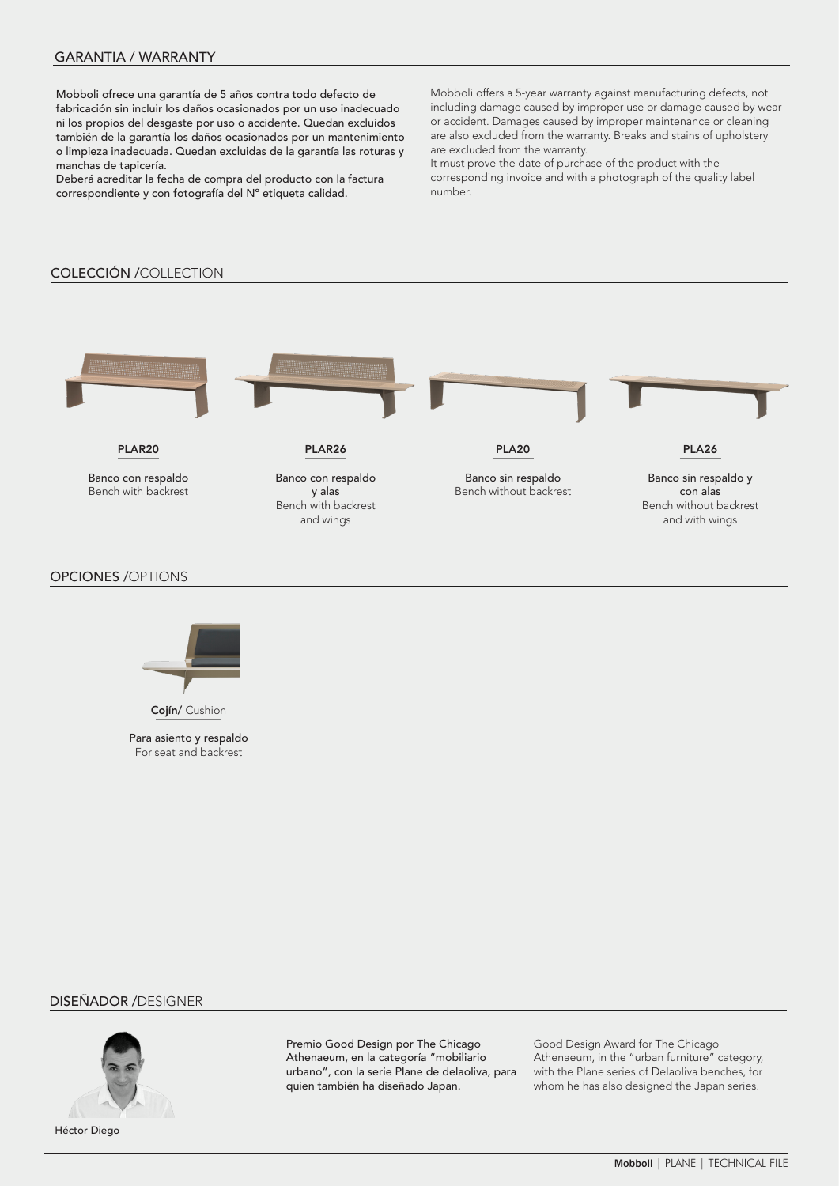## GARANTIA / WARRANTY

Mobboli ofrece una garantía de 5 años contra todo defecto de fabricación sin incluir los daños ocasionados por un uso inadecuado ni los propios del desgaste por uso o accidente. Quedan excluidos también de la garantía los daños ocasionados por un mantenimiento o limpieza inadecuada. Quedan excluidas de la garantía las roturas y manchas de tapicería.
Deberá acreditar la fecha de compra del producto con la factura correspondiente y con fotografía del Nº etiqueta calidad.

Mobboli offers a 5-year warranty against manufacturing defects, not including damage caused by improper use or damage caused by wear or accident. Damages caused by improper maintenance or cleaning are also excluded from the warranty. Breaks and stains of upholstery are excluded from the warranty.
It must prove the date of purchase of the product with the corresponding invoice and with a photograph of the quality label number.

## COLECCIÓN /COLLECTION

**PLAR20**

Banco con respaldo
Bench with backrest

**PLAR26**

Banco con respaldo y alas
Bench with backrest and wings

**PLA20**

Banco sin respaldo
Bench without backrest

**PLA26**

Banco sin respaldo y con alas
Bench without backrest and with wings

## OPCIONES /OPTIONS

**Cojín/** Cushion

Para asiento y respaldo
For seat and backrest

## DISEÑADOR /DESIGNER

Héctor Diego

Premio Good Design por The Chicago Athenaeum, en la categoría "mobiliario urbano", con la serie Plane de delaoliva, para quien también ha diseñado Japan.

Good Design Award for The Chicago Athenaeum, in the "urban furniture" category, with the Plane series of Delaoliva benches, for whom he has also designed the Japan series.